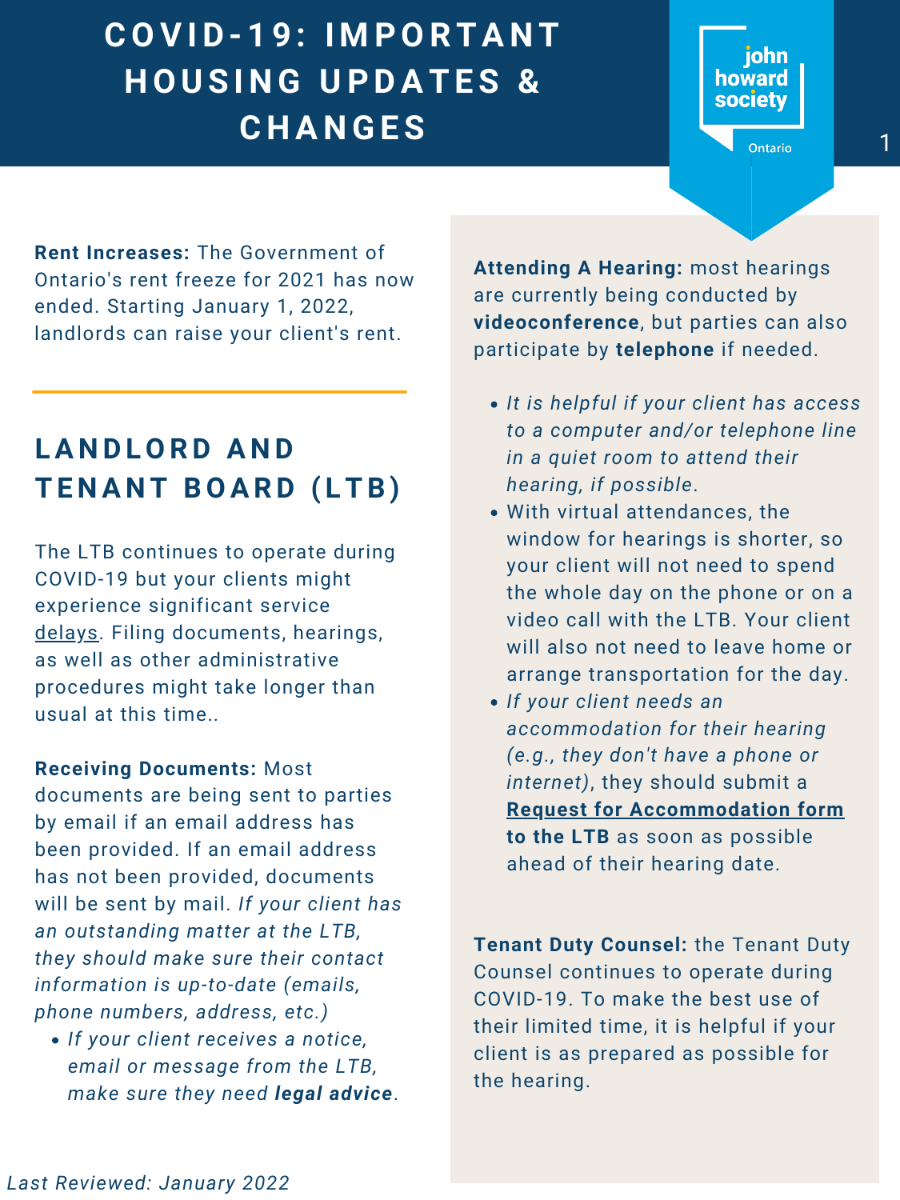# COVID-19: IMPORTANT HOUSING UPDATES & CHANGES

**Rent Increases:** The Government of Ontario's rent freeze for 2021 has now ended. Starting January 1, 2022, landlords can raise your client's rent.

## LANDLORD AND TENANT BOARD (LTB)

The LTB continues to operate during COVID-19 but your clients might experience significant service delays. Filing documents, hearings, as well as other administrative procedures might take longer than usual at this time..

**Receiving Documents:** Most documents are being sent to parties by email if an email address has been provided. If an email address has not been provided, documents will be sent by mail. *If your client has an outstanding matter at the LTB, they should make sure their contact information is up-to-date (emails, phone numbers, address, etc.)*

- *If your client receives a notice, email or message from the LTB, make sure they need **legal advice**.*

**Attending A Hearing:** most hearings are currently being conducted by **videoconference**, but parties can also participate by **telephone** if needed.

- *It is helpful if your client has access to a computer and/or telephone line in a quiet room to attend their hearing, if possible.*
- With virtual attendances, the window for hearings is shorter, so your client will not need to spend the whole day on the phone or on a video call with the LTB. Your client will also not need to leave home or arrange transportation for the day.
- *If your client needs an accommodation for their hearing (e.g., they don't have a phone or internet)*, they should submit a **Request for Accommodation form to the LTB** as soon as possible ahead of their hearing date.

**Tenant Duty Counsel:** the Tenant Duty Counsel continues to operate during COVID-19. To make the best use of their limited time, it is helpful if your client is as prepared as possible for the hearing.

*Last Reviewed: January 2022*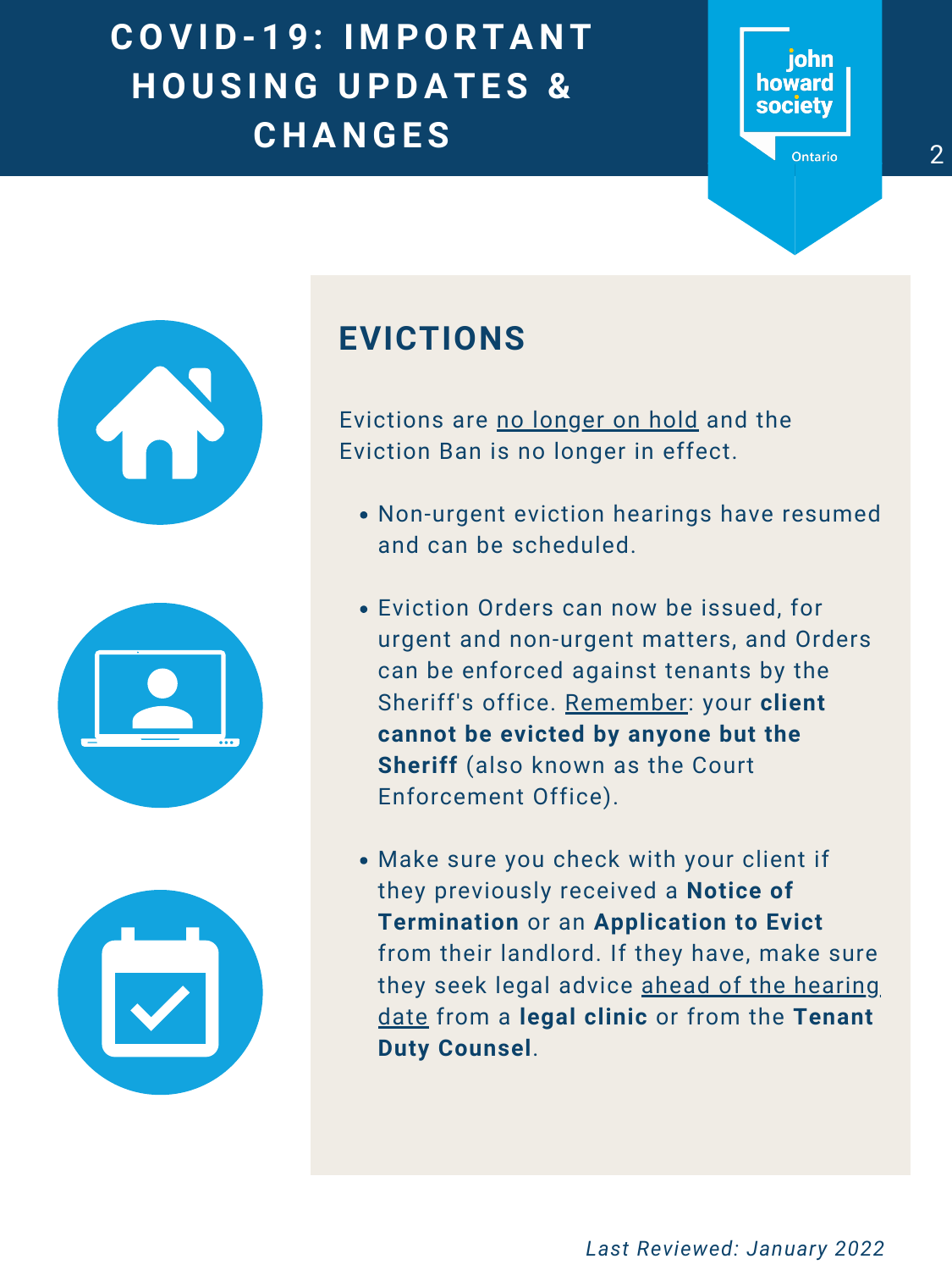# COVID-19: IMPORTANT HOUSING UPDATES & CHANGES

john howard society Ontario

## EVICTIONS

Evictions are <u>no longer on hold</u> and the Eviction Ban is no longer in effect.

- Non-urgent eviction hearings have resumed and can be scheduled.
- Eviction Orders can now be issued, for urgent and non-urgent matters, and Orders can be enforced against tenants by the Sheriff's office. <u>Remember</u>: your **client cannot be evicted by anyone but the Sheriff** (also known as the Court Enforcement Office).
- Make sure you check with your client if they previously received a **Notice of Termination** or an **Application to Evict** from their landlord. If they have, make sure they seek legal advice <u>ahead of the hearing date</u> from a **legal clinic** or from the **Tenant Duty Counsel**.

*Last Reviewed: January 2022*